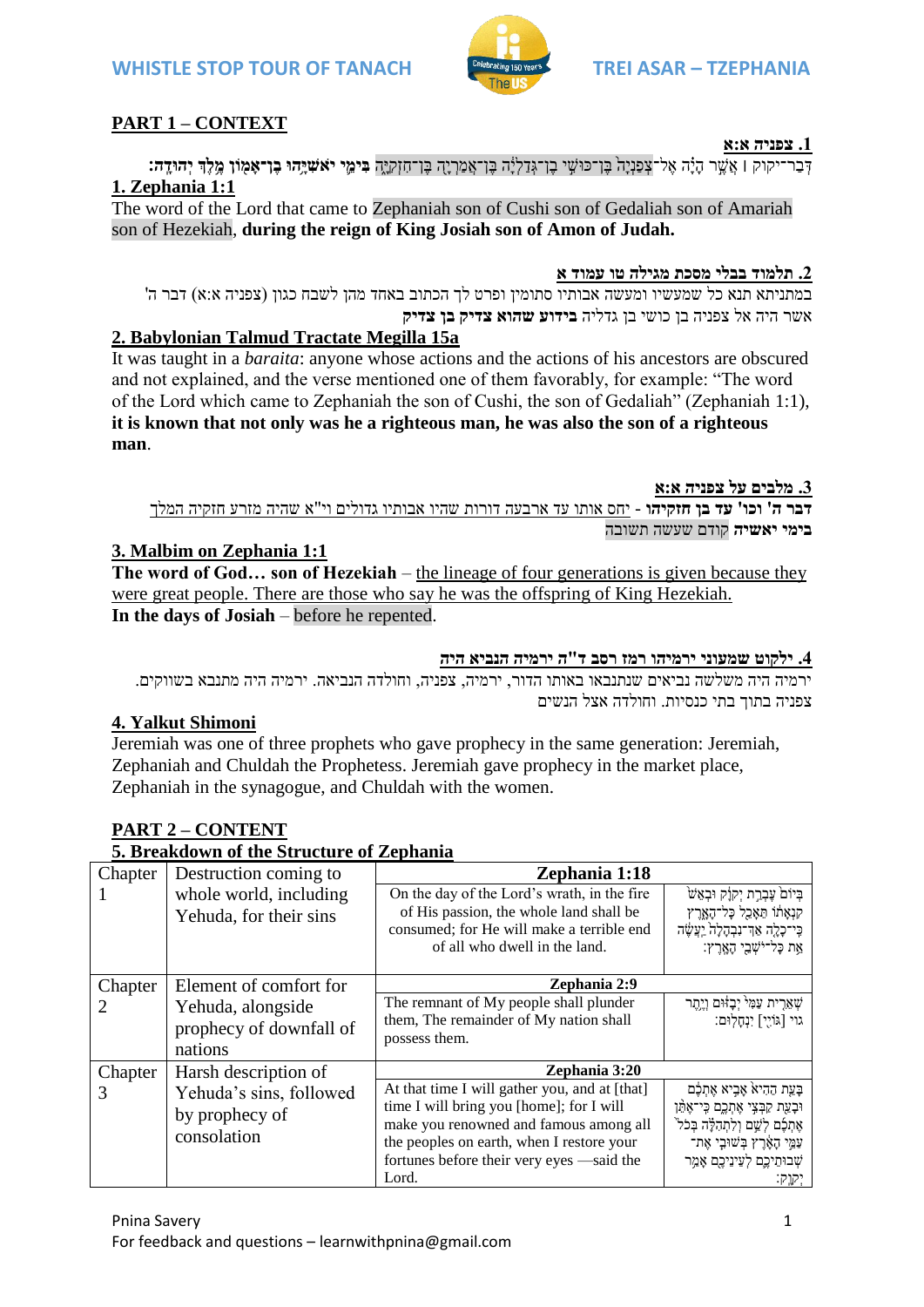## PART 1 – CONTEXT

**1. צפניה א:א**

דְּבַר־יְקוָק ׀ אֲשֶׁר הָיָה אֶל־צְפַנְיָה֙ בֶּן־כּוּשִׁי בֶן־גְּדַלְיָ֔ה בֶּן־אֲמַרְיָ֖ה בֶּן־חִזְקִיָּ֑ה **בִּימֵ֛י יֹאשִׁיָּ֥הוּ בֶן־אָמ֖וֹן מֶ֥לֶךְ יְהוּדָֽה׃**

**1. Zephania 1:1**

The word of the Lord that came to Zephaniah son of Cushi son of Gedaliah son of Amariah son of Hezekiah, **during the reign of King Josiah son of Amon of Judah.**

**2. תלמוד בבלי מסכת מגילה טו עמוד א**

במתניתא תנא כל שמעשיו ומעשה אבותיו סתומין ופרט לך הכתוב באחד מהן לשבח כגון (צפניה א:א) דבר ה' אשר היה אל צפניה בן כושי בן גדליה **בידוע שהוא צדיק בן צדיק**

**2. Babylonian Talmud Tractate Megilla 15a**

It was taught in a *baraita*: anyone whose actions and the actions of his ancestors are obscured and not explained, and the verse mentioned one of them favorably, for example: "The word of the Lord which came to Zephaniah the son of Cushi, the son of Gedaliah" (Zephaniah 1:1), **it is known that not only was he a righteous man, he was also the son of a righteous man**.

**3. מלבים על צפניה א:א**

**דבר ה' וכו' עד בן חזקיהו** - יחס אותו עד ארבעה דורות שהיו אבותיו גדולים וי"א שהיה מזרע חזקיה המלך
**בימי יאשיה** קודם שעשה תשובה

**3. Malbim on Zephania 1:1**

**The word of God… son of Hezekiah** – the lineage of four generations is given because they were great people. There are those who say he was the offspring of King Hezekiah.
**In the days of Josiah** – before he repented.

**4. ילקוט שמעוני ירמיהו רמז רסב ד"ה ירמיה הנביא היה**

ירמיה היה משלשה נביאים שנתנבאו באותו הדור, ירמיה, צפניה, וחולדה הנביאה. ירמיה היה מתנבא בשווקים. צפניה בתוך בתי כנסיות. וחולדה אצל הנשים

**4. Yalkut Shimoni**

Jeremiah was one of three prophets who gave prophecy in the same generation: Jeremiah, Zephaniah and Chuldah the Prophetess. Jeremiah gave prophecy in the market place, Zephaniah in the synagogue, and Chuldah with the women.

## PART 2 – CONTENT

**5. Breakdown of the Structure of Zephania**

| Chapter | Description | Verse | |
|---|---|---|---|
| Chapter 1 | Destruction coming to whole world, including Yehuda, for their sins | **Zephania 1:18**<br>On the day of the Lord's wrath, in the fire of His passion, the whole land shall be consumed; for He will make a terrible end of all who dwell in the land. | בְּיוֹם֙ עֶבְרַ֣ת יְקוָ֔ק וּבְאֵשׁ֙ קִנְאָת֔וֹ תֵּאָכֵ֖ל כָּל־הָאָ֑רֶץ כִּֽי־כָלָ֤ה אַךְ־נִבְהָלָה֙ יַעֲשֶׂ֔ה אֵ֥ת כָּל־יֹשְׁבֵ֖י הָאָֽרֶץ׃ |
| Chapter 2 | Element of comfort for Yehuda, alongside prophecy of downfall of nations | **Zephania 2:9**<br>The remnant of My people shall plunder them, The remainder of My nation shall possess them. | שְׁאֵרִ֤ית עַמִּי֙ יְבָזּ֔וּם וְיֶ֥תֶר גוי [גּוֹיִ֖י] יִנְחָלֽוּם׃ |
| Chapter 3 | Harsh description of Yehuda's sins, followed by prophecy of consolation | **Zephania 3:20**<br>At that time I will gather you, and at [that] time I will bring you [home]; for I will make you renowned and famous among all the peoples on earth, when I restore your fortunes before their very eyes —said the Lord. | בָּעֵ֤ת הַהִיא֙ אָבִ֣יא אֶתְכֶ֔ם וּבָעֵ֖ת קַבְּצִ֣י אֶתְכֶ֑ם כִּֽי־אֶתֵּ֨ן אֶתְכֶ֜ם לְשֵׁ֣ם וְלִתְהִלָּ֗ה בְּכֹל֙ עַמֵּ֣י הָאָ֔רֶץ בְּשׁוּבִ֧י אֶת־שְׁבוּתֵיכֶ֛ם לְעֵינֵיכֶ֖ם אָמַ֥ר יְקוָֽק׃ |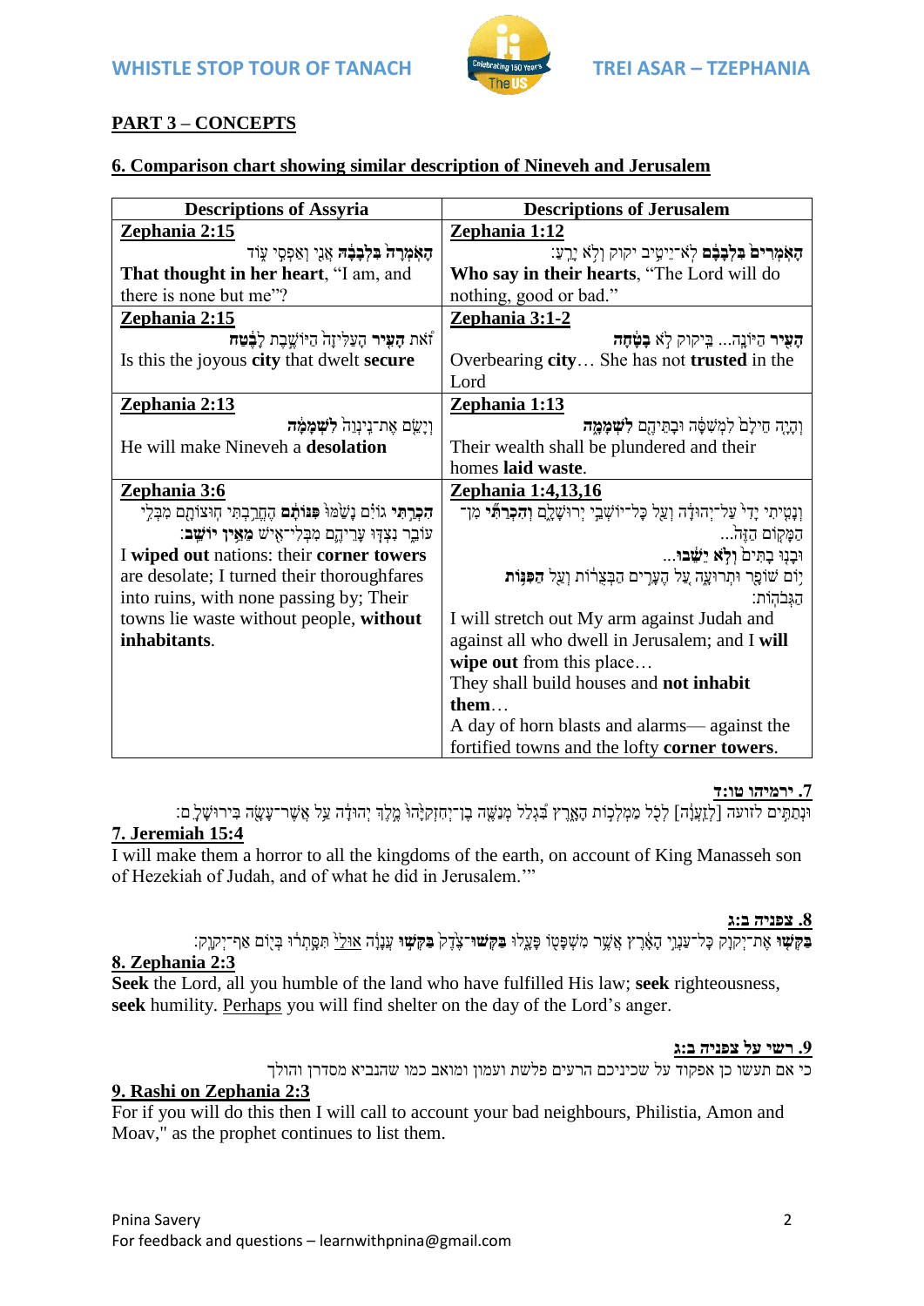## PART 3 – CONCEPTS

### 6. Comparison chart showing similar description of Nineveh and Jerusalem

| Descriptions of Assyria | Descriptions of Jerusalem |
|---|---|
| **Zephania 2:15**<br>הָאֹמְרָה **בִּלְבָבָהּ** אֲנִי וְאַפְסִי עוֹד<br>**That thought in her heart**, "I am, and there is none but me"? | **Zephania 1:12**<br>הָאֹמְרִים **בִּלְבָבָם** לֹא־יֵיטִיב יקוק וְלֹא יָרֵעַ:<br>**Who say in their hearts**, "The Lord will do nothing, good or bad." |
| **Zephania 2:15**<br>זֹאת **הָעִיר** הָעַלִּיזָה הַיּוֹשֶׁבֶת **לָבֶטַח**<br>Is this the joyous **city** that dwelt **secure** | **Zephania 3:1-2**<br>**הָעִיר** הַיּוֹנָה... בַּיקוק לֹא **בָטָחָה**<br>Overbearing **city**… She has not **trusted** in the Lord |
| **Zephania 2:13**<br>וְיָשֵׂם אֶת־נִינְוֵה **לִשְׁמָמָה**<br>He will make Nineveh a **desolation** | **Zephania 1:13**<br>וְהָיָה חֵילָם לִמְשִׁסָּה וּבָתֵּיהֶם **לִשְׁמָמָה**<br>Their wealth shall be plundered and their homes **laid waste**. |
| **Zephania 3:6**<br>**הִכְרַתִּי** גוֹיִם נָשַׁמּוּ **פִּנּוֹתָם** הֶחֱרַבְתִּי חוּצוֹתָם מִבְּלִי עוֹבֵר נִצְדּוּ עָרֵיהֶם מִבְּלִי־אִישׁ **מֵאֵין יוֹשֵׁב**:<br>I **wiped out** nations: their **corner towers** are desolate; I turned their thoroughfares into ruins, with none passing by; Their towns lie waste without people, **without inhabitants**. | **Zephania 1:4,13,16**<br>וְנָטִיתִי יָדִי עַל־יְהוּדָה וְעַל כָּל־יוֹשְׁבֵי יְרוּשָׁלָ͏ִם **וְהִכְרַתִּי** מִן־הַמָּקוֹם הַזֶּה...<br>וּבָנוּ בָתִּים **וְלֹא יֵשֵׁבוּ**...<br>יוֹם שׁוֹפָר וּתְרוּעָה עַל הֶעָרִים הַבְּצֻרוֹת וְעַל **הַפִּנּוֹת** הַגְּבֹהוֹת:<br>I will stretch out My arm against Judah and against all who dwell in Jerusalem; and I **will wipe out** from this place…<br>They shall build houses and **not inhabit them**…<br>A day of horn blasts and alarms— against the fortified towns and the lofty **corner towers**. |

### 7. ירמיהו טו:ד

וּנְתַתִּים לזועה [לְזַעֲוָה] לְכֹל מַמְלְכוֹת הָאָרֶץ בִּגְלַל מְנַשֶּׁה בֶן־יְחִזְקִיָּהוּ מֶלֶךְ יְהוּדָה עַל אֲשֶׁר־עָשָׂה בִּירוּשָׁלָ͏ִם:

### 7. Jeremiah 15:4

I will make them a horror to all the kingdoms of the earth, on account of King Manasseh son of Hezekiah of Judah, and of what he did in Jerusalem.'"

### 8. צפניה ב:ג

**בַּקְּשׁוּ** אֶת־יְקוָק כָּל־עַנְוֵי הָאָרֶץ אֲשֶׁר מִשְׁפָּטוֹ פָּעָלוּ **בַּקְּשׁוּ**־צֶדֶק **בַּקְּשׁוּ** עֲנָוָה <u>אוּלַי</u> תִּסָּתְרוּ בְּיוֹם אַף־יְקוָק:

### 8. Zephania 2:3

**Seek** the Lord, all you humble of the land who have fulfilled His law; **seek** righteousness, **seek** humility. <u>Perhaps</u> you will find shelter on the day of the Lord's anger.

### 9. רשי על צפניה ב:ג

כי אם תעשו כן אפקוד על שכיניכם הרעים פלשת ועמון ומואב כמו שהנביא מסדרן והולך

### 9. Rashi on Zephania 2:3

For if you will do this then I will call to account your bad neighbours, Philistia, Amon and Moav," as the prophet continues to list them.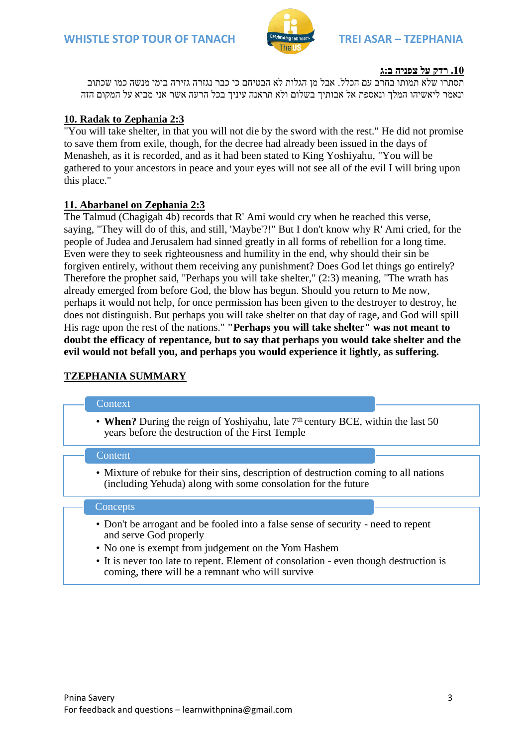**10. רדק על צפניה ב:ג**

תסתרו שלא תמותו בחרב עם הכלל. אבל מן הגלות לא הבטיחם כי כבר נגזרה גזירה בימי מנשה כמו שכתוב ונאמר ליאשיהו המלך ונאספת אל אבותיך בשלום ולא תראנה עיניך בכל הרעה אשר אני מביא על המקום הזה

**10. Radak to Zephania 2:3**

"You will take shelter, in that you will not die by the sword with the rest." He did not promise to save them from exile, though, for the decree had already been issued in the days of Menasheh, as it is recorded, and as it had been stated to King Yoshiyahu, "You will be gathered to your ancestors in peace and your eyes will not see all of the evil I will bring upon this place."

**11. Abarbanel on Zephania 2:3**

The Talmud (Chagigah 4b) records that R' Ami would cry when he reached this verse, saying, "They will do of this, and still, 'Maybe'?!" But I don't know why R' Ami cried, for the people of Judea and Jerusalem had sinned greatly in all forms of rebellion for a long time. Even were they to seek righteousness and humility in the end, why should their sin be forgiven entirely, without them receiving any punishment? Does God let things go entirely? Therefore the prophet said, "Perhaps you will take shelter," (2:3) meaning, "The wrath has already emerged from before God, the blow has begun. Should you return to Me now, perhaps it would not help, for once permission has been given to the destroyer to destroy, he does not distinguish. But perhaps you will take shelter on that day of rage, and God will spill His rage upon the rest of the nations." **"Perhaps you will take shelter" was not meant to doubt the efficacy of repentance, but to say that perhaps you would take shelter and the evil would not befall you, and perhaps you would experience it lightly, as suffering.**

## TZEPHANIA SUMMARY

**Context**

- **When?** During the reign of Yoshiyahu, late 7th century BCE, within the last 50 years before the destruction of the First Temple

**Content**

- Mixture of rebuke for their sins, description of destruction coming to all nations (including Yehuda) along with some consolation for the future

**Concepts**

- Don't be arrogant and be fooled into a false sense of security - need to repent and serve God properly
- No one is exempt from judgement on the Yom Hashem
- It is never too late to repent. Element of consolation - even though destruction is coming, there will be a remnant who will survive